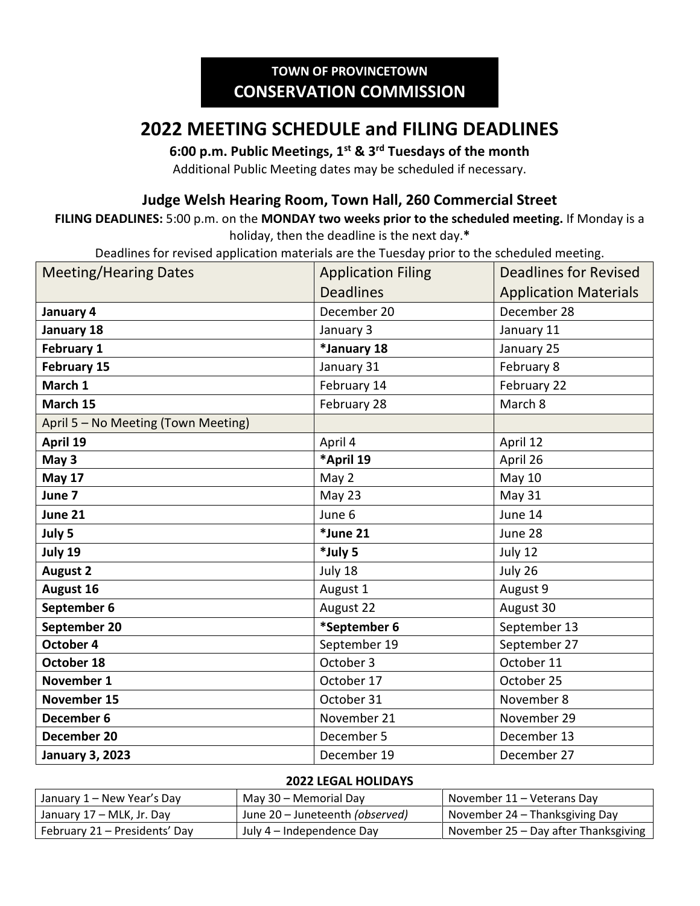**TOWN OF PROVINCETOWN**
**CONSERVATION COMMISSION**

# 2022 MEETING SCHEDULE and FILING DEADLINES

**6:00 p.m. Public Meetings, 1st & 3rd Tuesdays of the month**

Additional Public Meeting dates may be scheduled if necessary.

## Judge Welsh Hearing Room, Town Hall, 260 Commercial Street

**FILING DEADLINES:** 5:00 p.m. on the **MONDAY two weeks prior to the scheduled meeting.** If Monday is a holiday, then the deadline is the next day.**\***

Deadlines for revised application materials are the Tuesday prior to the scheduled meeting.

| Meeting/Hearing Dates | Application Filing Deadlines | Deadlines for Revised Application Materials |
|---|---|---|
| **January 4** | December 20 | December 28 |
| **January 18** | January 3 | January 11 |
| **February 1** | **\*January 18** | January 25 |
| **February 15** | January 31 | February 8 |
| **March 1** | February 14 | February 22 |
| **March 15** | February 28 | March 8 |
| April 5 – No Meeting (Town Meeting) | | |
| **April 19** | April 4 | April 12 |
| **May 3** | **\*April 19** | April 26 |
| **May 17** | May 2 | May 10 |
| **June 7** | May 23 | May 31 |
| **June 21** | June 6 | June 14 |
| **July 5** | **\*June 21** | June 28 |
| **July 19** | **\*July 5** | July 12 |
| **August 2** | July 18 | July 26 |
| **August 16** | August 1 | August 9 |
| **September 6** | August 22 | August 30 |
| **September 20** | **\*September 6** | September 13 |
| **October 4** | September 19 | September 27 |
| **October 18** | October 3 | October 11 |
| **November 1** | October 17 | October 25 |
| **November 15** | October 31 | November 8 |
| **December 6** | November 21 | November 29 |
| **December 20** | December 5 | December 13 |
| **January 3, 2023** | December 19 | December 27 |

**2022 LEGAL HOLIDAYS**

| | | |
|---|---|---|
| January 1 – New Year's Day | May 30 – Memorial Day | November 11 – Veterans Day |
| January 17 – MLK, Jr. Day | June 20 – Juneteenth *(observed)* | November 24 – Thanksgiving Day |
| February 21 – Presidents' Day | July 4 – Independence Day | November 25 – Day after Thanksgiving |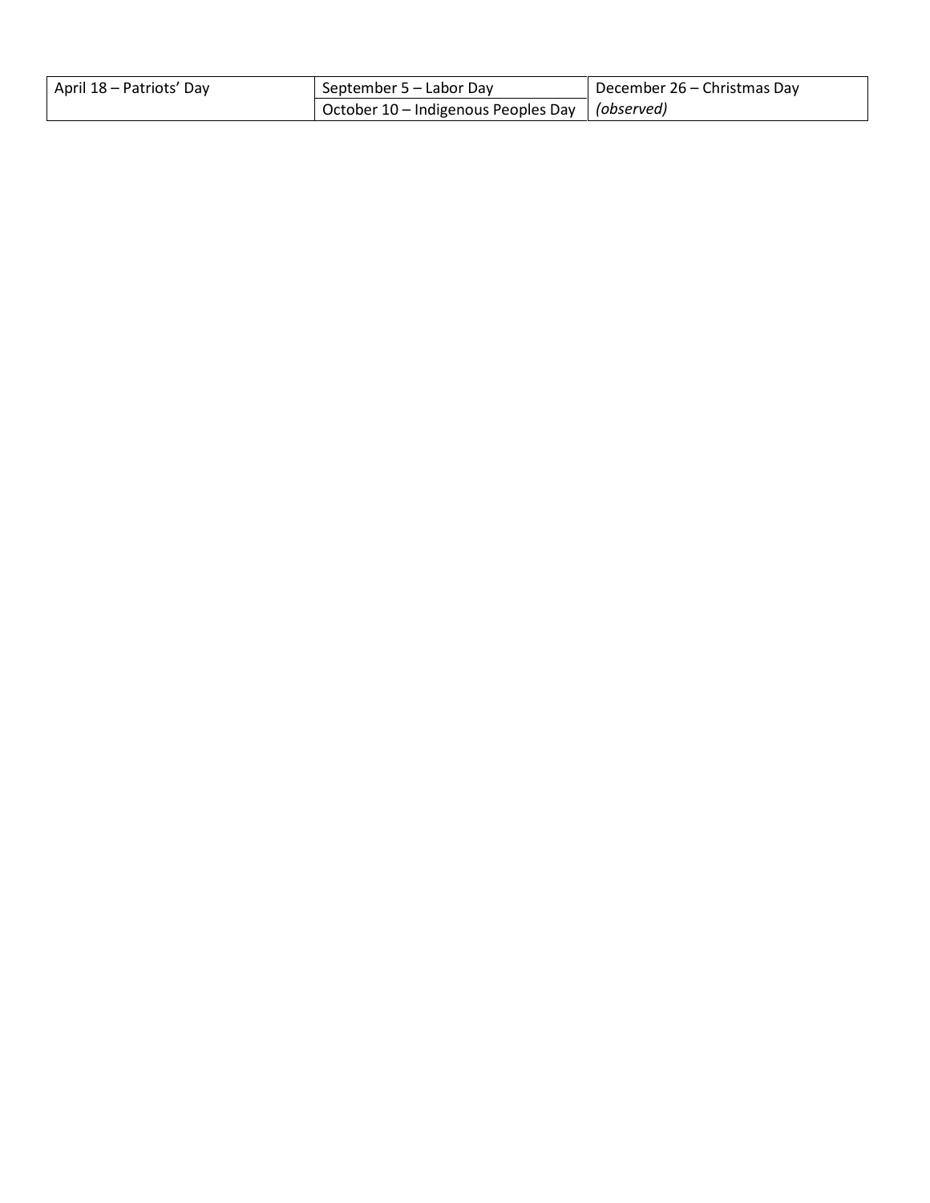| | | |
|---|---|---|
| April 18 – Patriots' Day | September 5 – Labor Day | December 26 – Christmas Day *(observed)* |
| | October 10 – Indigenous Peoples Day | |